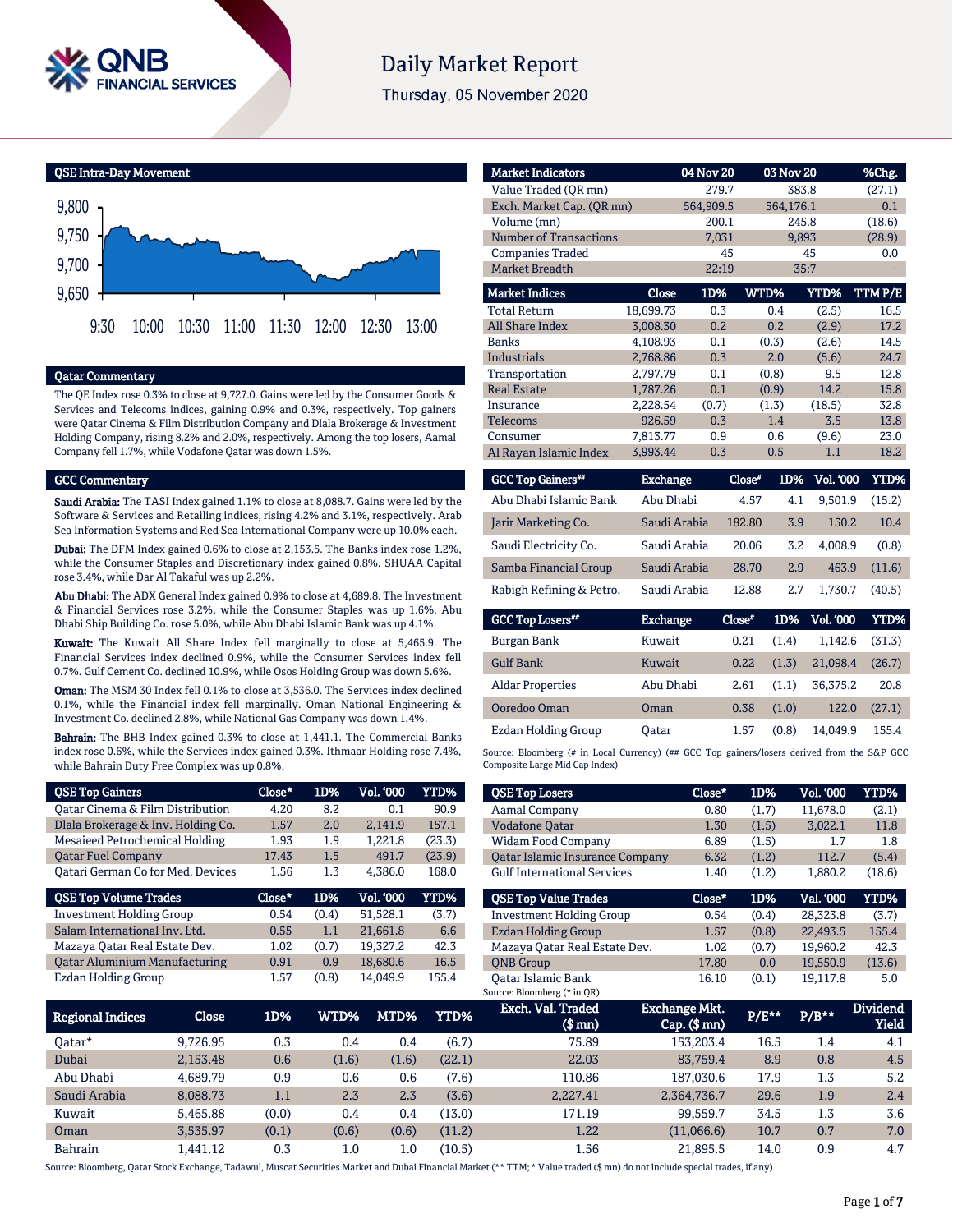# Daily Market Report

Thursday, 05 November 2020

## QSE Intra-Day Movement

## Qatar Commentary

The QE Index rose 0.3% to close at 9,727.0. Gains were led by the Consumer Goods & Services and Telecoms indices, gaining 0.9% and 0.3%, respectively. Top gainers were Qatar Cinema & Film Distribution Company and Dlala Brokerage & Investment Holding Company, rising 8.2% and 2.0%, respectively. Among the top losers, Aamal Company fell 1.7%, while Vodafone Qatar was down 1.5%.

## GCC Commentary

**Saudi Arabia:** The TASI Index gained 1.1% to close at 8,088.7. Gains were led by the Software & Services and Retailing indices, rising 4.2% and 3.1%, respectively. Arab Sea Information Systems and Red Sea International Company were up 10.0% each.

**Dubai:** The DFM Index gained 0.6% to close at 2,153.5. The Banks index rose 1.2%, while the Consumer Staples and Discretionary index gained 0.8%. SHUAA Capital rose 3.4%, while Dar Al Takaful was up 2.2%.

**Abu Dhabi:** The ADX General Index gained 0.9% to close at 4,689.8. The Investment & Financial Services rose 3.2%, while the Consumer Staples was up 1.6%. Abu Dhabi Ship Building Co. rose 5.0%, while Abu Dhabi Islamic Bank was up 4.1%.

**Kuwait:** The Kuwait All Share Index fell marginally to close at 5,465.9. The Financial Services index declined 0.9%, while the Consumer Services index fell 0.7%. Gulf Cement Co. declined 10.9%, while Osos Holding Group was down 5.6%.

**Oman:** The MSM 30 Index fell 0.1% to close at 3,536.0. The Services index declined 0.1%, while the Financial index fell marginally. Oman National Engineering & Investment Co. declined 2.8%, while National Gas Company was down 1.4%.

**Bahrain:** The BHB Index gained 0.3% to close at 1,441.1. The Commercial Banks index rose 0.6%, while the Services index gained 0.3%. Ithmaar Holding rose 7.4%, while Bahrain Duty Free Complex was up 0.8%.

| Market Indicators | 04 Nov 20 | 03 Nov 20 | %Chg. |
|---|---|---|---|
| Value Traded (QR mn) | 279.7 | 383.8 | (27.1) |
| Exch. Market Cap. (QR mn) | 564,909.5 | 564,176.1 | 0.1 |
| Volume (mn) | 200.1 | 245.8 | (18.6) |
| Number of Transactions | 7,031 | 9,893 | (28.9) |
| Companies Traded | 45 | 45 | 0.0 |
| Market Breadth | 22:19 | 35:7 | – |

| Market Indices | Close | 1D% | WTD% | YTD% | TTM P/E |
|---|---|---|---|---|---|
| Total Return | 18,699.73 | 0.3 | 0.4 | (2.5) | 16.5 |
| All Share Index | 3,008.30 | 0.2 | 0.2 | (2.9) | 17.2 |
| Banks | 4,108.93 | 0.1 | (0.3) | (2.6) | 14.5 |
| Industrials | 2,768.86 | 0.3 | 2.0 | (5.6) | 24.7 |
| Transportation | 2,797.79 | 0.1 | (0.8) | 9.5 | 12.8 |
| Real Estate | 1,787.26 | 0.1 | (0.9) | 14.2 | 15.8 |
| Insurance | 2,228.54 | (0.7) | (1.3) | (18.5) | 32.8 |
| Telecoms | 926.59 | 0.3 | 1.4 | 3.5 | 13.8 |
| Consumer | 7,813.77 | 0.9 | 0.6 | (9.6) | 23.0 |
| Al Rayan Islamic Index | 3,993.44 | 0.3 | 0.5 | 1.1 | 18.2 |

| GCC Top Gainers## | Exchange | Close# | 1D% | Vol. '000 | YTD% |
|---|---|---|---|---|---|
| Abu Dhabi Islamic Bank | Abu Dhabi | 4.57 | 4.1 | 9,501.9 | (15.2) |
| Jarir Marketing Co. | Saudi Arabia | 182.80 | 3.9 | 150.2 | 10.4 |
| Saudi Electricity Co. | Saudi Arabia | 20.06 | 3.2 | 4,008.9 | (0.8) |
| Samba Financial Group | Saudi Arabia | 28.70 | 2.9 | 463.9 | (11.6) |
| Rabigh Refining & Petro. | Saudi Arabia | 12.88 | 2.7 | 1,730.7 | (40.5) |

| GCC Top Losers## | Exchange | Close# | 1D% | Vol. '000 | YTD% |
|---|---|---|---|---|---|
| Burgan Bank | Kuwait | 0.21 | (1.4) | 1,142.6 | (31.3) |
| Gulf Bank | Kuwait | 0.22 | (1.3) | 21,098.4 | (26.7) |
| Aldar Properties | Abu Dhabi | 2.61 | (1.1) | 36,375.2 | 20.8 |
| Ooredoo Oman | Oman | 0.38 | (1.0) | 122.0 | (27.1) |
| Ezdan Holding Group | Qatar | 1.57 | (0.8) | 14,049.9 | 155.4 |

Source: Bloomberg (# in Local Currency) (## GCC Top gainers/losers derived from the S&P GCC Composite Large Mid Cap Index)

| QSE Top Gainers | Close* | 1D% | Vol. '000 | YTD% |
|---|---|---|---|---|
| Qatar Cinema & Film Distribution | 4.20 | 8.2 | 0.1 | 90.9 |
| Dlala Brokerage & Inv. Holding Co. | 1.57 | 2.0 | 2,141.9 | 157.1 |
| Mesaieed Petrochemical Holding | 1.93 | 1.9 | 1,221.8 | (23.3) |
| Qatar Fuel Company | 17.43 | 1.5 | 491.7 | (23.9) |
| Qatari German Co for Med. Devices | 1.56 | 1.3 | 4,386.0 | 168.0 |

| QSE Top Volume Trades | Close* | 1D% | Vol. '000 | YTD% |
|---|---|---|---|---|
| Investment Holding Group | 0.54 | (0.4) | 51,528.1 | (3.7) |
| Salam International Inv. Ltd. | 0.55 | 1.1 | 21,661.8 | 6.6 |
| Mazaya Qatar Real Estate Dev. | 1.02 | (0.7) | 19,327.2 | 42.3 |
| Qatar Aluminium Manufacturing | 0.91 | 0.9 | 18,680.6 | 16.5 |
| Ezdan Holding Group | 1.57 | (0.8) | 14,049.9 | 155.4 |

| QSE Top Losers | Close* | 1D% | Vol. '000 | YTD% |
|---|---|---|---|---|
| Aamal Company | 0.80 | (1.7) | 11,678.0 | (2.1) |
| Vodafone Qatar | 1.30 | (1.5) | 3,022.1 | 11.8 |
| Widam Food Company | 6.89 | (1.5) | 1.7 | 1.8 |
| Qatar Islamic Insurance Company | 6.32 | (1.2) | 112.7 | (5.4) |
| Gulf International Services | 1.40 | (1.2) | 1,880.2 | (18.6) |

| QSE Top Value Trades | Close* | 1D% | Val. '000 | YTD% |
|---|---|---|---|---|
| Investment Holding Group | 0.54 | (0.4) | 28,323.8 | (3.7) |
| Ezdan Holding Group | 1.57 | (0.8) | 22,493.5 | 155.4 |
| Mazaya Qatar Real Estate Dev. | 1.02 | (0.7) | 19,960.2 | 42.3 |
| QNB Group | 17.80 | 0.0 | 19,550.9 | (13.6) |
| Qatar Islamic Bank | 16.10 | (0.1) | 19,117.8 | 5.0 |

Source: Bloomberg (* in QR)

| Regional Indices | Close | 1D% | WTD% | MTD% | YTD% | Exch. Val. Traded ($ mn) | Exchange Mkt. Cap. ($ mn) | P/E** | P/B** | Dividend Yield |
|---|---|---|---|---|---|---|---|---|---|---|
| Qatar* | 9,726.95 | 0.3 | 0.4 | 0.4 | (6.7) | 75.89 | 153,203.4 | 16.5 | 1.4 | 4.1 |
| Dubai | 2,153.48 | 0.6 | (1.6) | (1.6) | (22.1) | 22.03 | 83,759.4 | 8.9 | 0.8 | 4.5 |
| Abu Dhabi | 4,689.79 | 0.9 | 0.6 | 0.6 | (7.6) | 110.86 | 187,030.6 | 17.9 | 1.3 | 5.2 |
| Saudi Arabia | 8,088.73 | 1.1 | 2.3 | 2.3 | (3.6) | 2,227.41 | 2,364,736.7 | 29.6 | 1.9 | 2.4 |
| Kuwait | 5,465.88 | (0.0) | 0.4 | 0.4 | (13.0) | 171.19 | 99,559.7 | 34.5 | 1.3 | 3.6 |
| Oman | 3,535.97 | (0.1) | (0.6) | (0.6) | (11.2) | 1.22 | (11,066.6) | 10.7 | 0.7 | 7.0 |
| Bahrain | 1,441.12 | 0.3 | 1.0 | 1.0 | (10.5) | 1.56 | 21,895.5 | 14.0 | 0.9 | 4.7 |

Source: Bloomberg, Qatar Stock Exchange, Tadawul, Muscat Securities Market and Dubai Financial Market (** TTM; * Value traded ($ mn) do not include special trades, if any)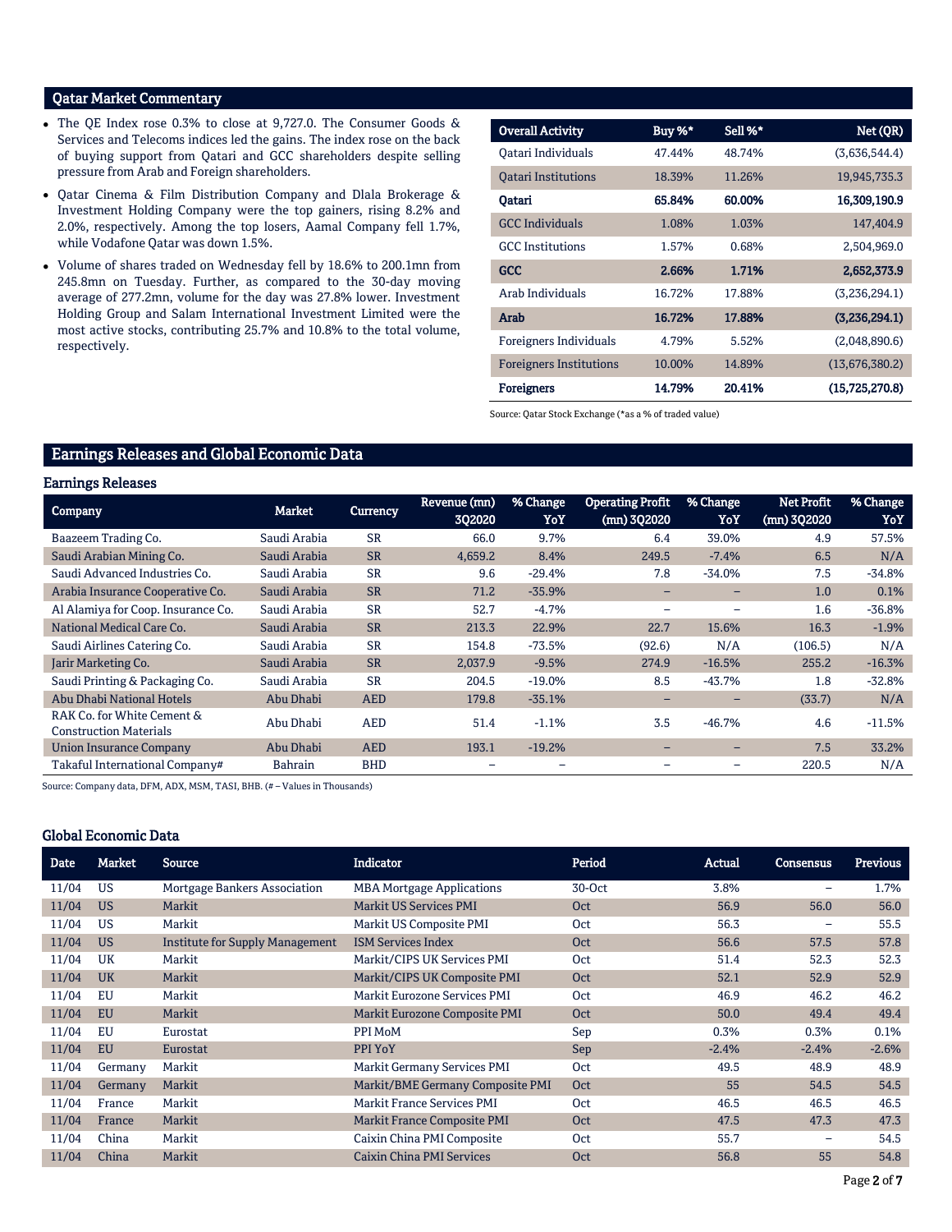## Qatar Market Commentary

- The QE Index rose 0.3% to close at 9,727.0. The Consumer Goods & Services and Telecoms indices led the gains. The index rose on the back of buying support from Qatari and GCC shareholders despite selling pressure from Arab and Foreign shareholders.
- Qatar Cinema & Film Distribution Company and Dlala Brokerage & Investment Holding Company were the top gainers, rising 8.2% and 2.0%, respectively. Among the top losers, Aamal Company fell 1.7%, while Vodafone Qatar was down 1.5%.
- Volume of shares traded on Wednesday fell by 18.6% to 200.1mn from 245.8mn on Tuesday. Further, as compared to the 30-day moving average of 277.2mn, volume for the day was 27.8% lower. Investment Holding Group and Salam International Investment Limited were the most active stocks, contributing 25.7% and 10.8% to the total volume, respectively.

| Overall Activity | Buy %* | Sell %* | Net (QR) |
|---|---|---|---|
| Qatari Individuals | 47.44% | 48.74% | (3,636,544.4) |
| Qatari Institutions | 18.39% | 11.26% | 19,945,735.3 |
| **Qatari** | **65.84%** | **60.00%** | **16,309,190.9** |
| GCC Individuals | 1.08% | 1.03% | 147,404.9 |
| GCC Institutions | 1.57% | 0.68% | 2,504,969.0 |
| **GCC** | **2.66%** | **1.71%** | **2,652,373.9** |
| Arab Individuals | 16.72% | 17.88% | (3,236,294.1) |
| **Arab** | **16.72%** | **17.88%** | **(3,236,294.1)** |
| Foreigners Individuals | 4.79% | 5.52% | (2,048,890.6) |
| Foreigners Institutions | 10.00% | 14.89% | (13,676,380.2) |
| **Foreigners** | **14.79%** | **20.41%** | **(15,725,270.8)** |

Source: Qatar Stock Exchange (*as a % of traded value)

## Earnings Releases and Global Economic Data

### Earnings Releases

| Company | Market | Currency | Revenue (mn) 3Q2020 | % Change YoY | Operating Profit (mn) 3Q2020 | % Change YoY | Net Profit (mn) 3Q2020 | % Change YoY |
|---|---|---|---|---|---|---|---|---|
| Baazeem Trading Co. | Saudi Arabia | SR | 66.0 | 9.7% | 6.4 | 39.0% | 4.9 | 57.5% |
| Saudi Arabian Mining Co. | Saudi Arabia | SR | 4,659.2 | 8.4% | 249.5 | -7.4% | 6.5 | N/A |
| Saudi Advanced Industries Co. | Saudi Arabia | SR | 9.6 | -29.4% | 7.8 | -34.0% | 7.5 | -34.8% |
| Arabia Insurance Cooperative Co. | Saudi Arabia | SR | 71.2 | -35.9% | – | – | 1.0 | 0.1% |
| Al Alamiya for Coop. Insurance Co. | Saudi Arabia | SR | 52.7 | -4.7% | – | – | 1.6 | -36.8% |
| National Medical Care Co. | Saudi Arabia | SR | 213.3 | 22.9% | 22.7 | 15.6% | 16.3 | -1.9% |
| Saudi Airlines Catering Co. | Saudi Arabia | SR | 154.8 | -73.5% | (92.6) | N/A | (106.5) | N/A |
| Jarir Marketing Co. | Saudi Arabia | SR | 2,037.9 | -9.5% | 274.9 | -16.5% | 255.2 | -16.3% |
| Saudi Printing & Packaging Co. | Saudi Arabia | SR | 204.5 | -19.0% | 8.5 | -43.7% | 1.8 | -32.8% |
| Abu Dhabi National Hotels | Abu Dhabi | AED | 179.8 | -35.1% | – | – | (33.7) | N/A |
| RAK Co. for White Cement & Construction Materials | Abu Dhabi | AED | 51.4 | -1.1% | 3.5 | -46.7% | 4.6 | -11.5% |
| Union Insurance Company | Abu Dhabi | AED | 193.1 | -19.2% | – | – | 7.5 | 33.2% |
| Takaful International Company# | Bahrain | BHD | – | – | – | – | 220.5 | N/A |

Source: Company data, DFM, ADX, MSM, TASI, BHB. (# – Values in Thousands)

### Global Economic Data

| Date | Market | Source | Indicator | Period | Actual | Consensus | Previous |
|---|---|---|---|---|---|---|---|
| 11/04 | US | Mortgage Bankers Association | MBA Mortgage Applications | 30-Oct | 3.8% | – | 1.7% |
| 11/04 | US | Markit | Markit US Services PMI | Oct | 56.9 | 56.0 | 56.0 |
| 11/04 | US | Markit | Markit US Composite PMI | Oct | 56.3 | – | 55.5 |
| 11/04 | US | Institute for Supply Management | ISM Services Index | Oct | 56.6 | 57.5 | 57.8 |
| 11/04 | UK | Markit | Markit/CIPS UK Services PMI | Oct | 51.4 | 52.3 | 52.3 |
| 11/04 | UK | Markit | Markit/CIPS UK Composite PMI | Oct | 52.1 | 52.9 | 52.9 |
| 11/04 | EU | Markit | Markit Eurozone Services PMI | Oct | 46.9 | 46.2 | 46.2 |
| 11/04 | EU | Markit | Markit Eurozone Composite PMI | Oct | 50.0 | 49.4 | 49.4 |
| 11/04 | EU | Eurostat | PPI MoM | Sep | 0.3% | 0.3% | 0.1% |
| 11/04 | EU | Eurostat | PPI YoY | Sep | -2.4% | -2.4% | -2.6% |
| 11/04 | Germany | Markit | Markit Germany Services PMI | Oct | 49.5 | 48.9 | 48.9 |
| 11/04 | Germany | Markit | Markit/BME Germany Composite PMI | Oct | 55 | 54.5 | 54.5 |
| 11/04 | France | Markit | Markit France Services PMI | Oct | 46.5 | 46.5 | 46.5 |
| 11/04 | France | Markit | Markit France Composite PMI | Oct | 47.5 | 47.3 | 47.3 |
| 11/04 | China | Markit | Caixin China PMI Composite | Oct | 55.7 | – | 54.5 |
| 11/04 | China | Markit | Caixin China PMI Services | Oct | 56.8 | 55 | 54.8 |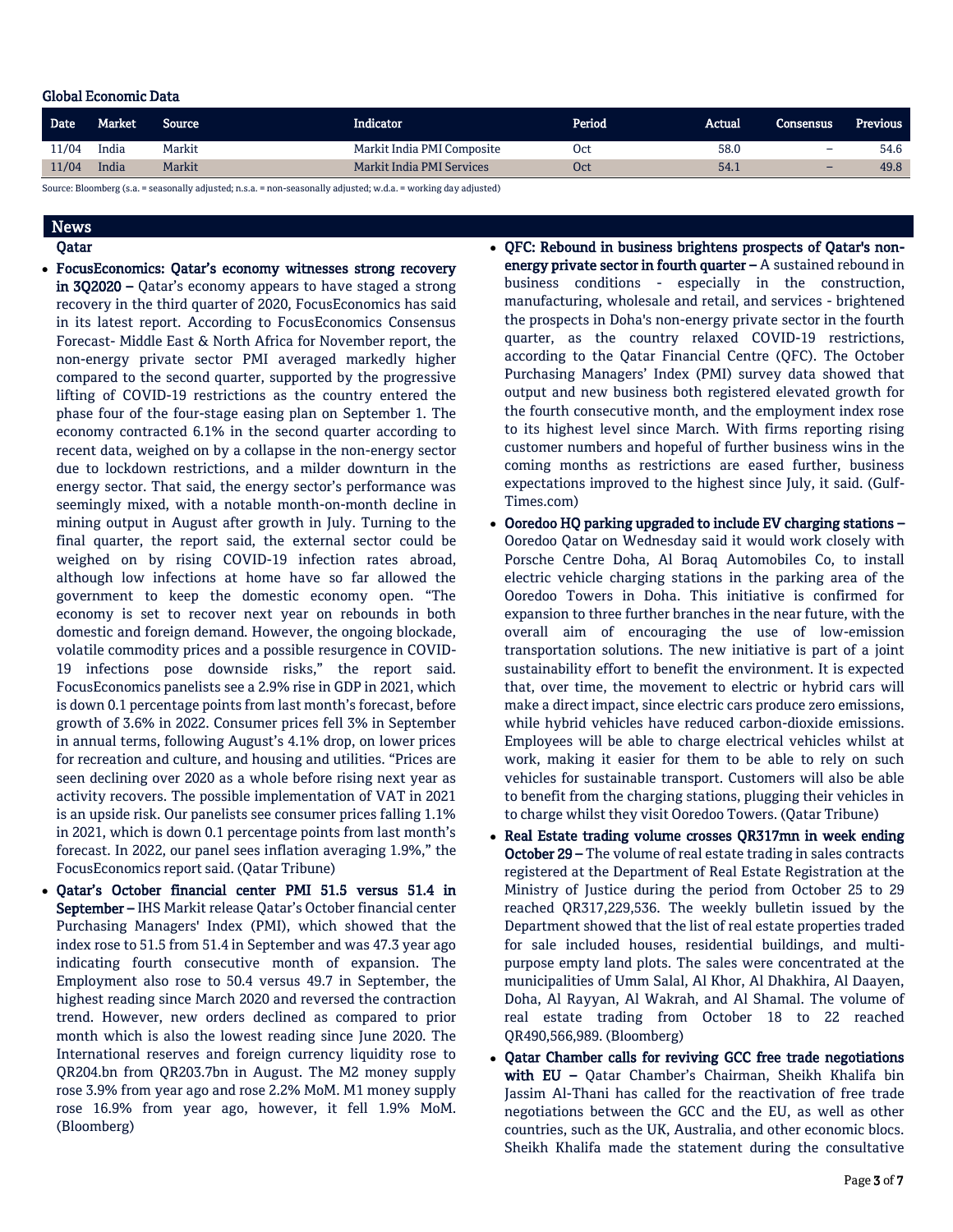## Global Economic Data

| Date | Market | Source | Indicator | Period | Actual | Consensus | Previous |
|---|---|---|---|---|---|---|---|
| 11/04 | India | Markit | Markit India PMI Composite | Oct | 58.0 | – | 54.6 |
| 11/04 | India | Markit | Markit India PMI Services | Oct | 54.1 | – | 49.8 |

Source: Bloomberg (s.a. = seasonally adjusted; n.s.a. = non-seasonally adjusted; w.d.a. = working day adjusted)

## News

### Qatar

- **FocusEconomics: Qatar's economy witnesses strong recovery in 3Q2020 –** Qatar's economy appears to have staged a strong recovery in the third quarter of 2020, FocusEconomics has said in its latest report. According to FocusEconomics Consensus Forecast- Middle East & North Africa for November report, the non-energy private sector PMI averaged markedly higher compared to the second quarter, supported by the progressive lifting of COVID-19 restrictions as the country entered the phase four of the four-stage easing plan on September 1. The economy contracted 6.1% in the second quarter according to recent data, weighed on by a collapse in the non-energy sector due to lockdown restrictions, and a milder downturn in the energy sector. That said, the energy sector's performance was seemingly mixed, with a notable month-on-month decline in mining output in August after growth in July. Turning to the final quarter, the report said, the external sector could be weighed on by rising COVID-19 infection rates abroad, although low infections at home have so far allowed the government to keep the domestic economy open. "The economy is set to recover next year on rebounds in both domestic and foreign demand. However, the ongoing blockade, volatile commodity prices and a possible resurgence in COVID-19 infections pose downside risks," the report said. FocusEconomics panelists see a 2.9% rise in GDP in 2021, which is down 0.1 percentage points from last month's forecast, before growth of 3.6% in 2022. Consumer prices fell 3% in September in annual terms, following August's 4.1% drop, on lower prices for recreation and culture, and housing and utilities. "Prices are seen declining over 2020 as a whole before rising next year as activity recovers. The possible implementation of VAT in 2021 is an upside risk. Our panelists see consumer prices falling 1.1% in 2021, which is down 0.1 percentage points from last month's forecast. In 2022, our panel sees inflation averaging 1.9%," the FocusEconomics report said. (Qatar Tribune)
- **Qatar's October financial center PMI 51.5 versus 51.4 in September –** IHS Markit release Qatar's October financial center Purchasing Managers' Index (PMI), which showed that the index rose to 51.5 from 51.4 in September and was 47.3 year ago indicating fourth consecutive month of expansion. The Employment also rose to 50.4 versus 49.7 in September, the highest reading since March 2020 and reversed the contraction trend. However, new orders declined as compared to prior month which is also the lowest reading since June 2020. The International reserves and foreign currency liquidity rose to QR204.bn from QR203.7bn in August. The M2 money supply rose 3.9% from year ago and rose 2.2% MoM. M1 money supply rose 16.9% from year ago, however, it fell 1.9% MoM. (Bloomberg)
- **QFC: Rebound in business brightens prospects of Qatar's non-energy private sector in fourth quarter –** A sustained rebound in business conditions - especially in the construction, manufacturing, wholesale and retail, and services - brightened the prospects in Doha's non-energy private sector in the fourth quarter, as the country relaxed COVID-19 restrictions, according to the Qatar Financial Centre (QFC). The October Purchasing Managers' Index (PMI) survey data showed that output and new business both registered elevated growth for the fourth consecutive month, and the employment index rose to its highest level since March. With firms reporting rising customer numbers and hopeful of further business wins in the coming months as restrictions are eased further, business expectations improved to the highest since July, it said. (Gulf-Times.com)
- **Ooredoo HQ parking upgraded to include EV charging stations –** Ooredoo Qatar on Wednesday said it would work closely with Porsche Centre Doha, Al Boraq Automobiles Co, to install electric vehicle charging stations in the parking area of the Ooredoo Towers in Doha. This initiative is confirmed for expansion to three further branches in the near future, with the overall aim of encouraging the use of low-emission transportation solutions. The new initiative is part of a joint sustainability effort to benefit the environment. It is expected that, over time, the movement to electric or hybrid cars will make a direct impact, since electric cars produce zero emissions, while hybrid vehicles have reduced carbon-dioxide emissions. Employees will be able to charge electrical vehicles whilst at work, making it easier for them to be able to rely on such vehicles for sustainable transport. Customers will also be able to benefit from the charging stations, plugging their vehicles in to charge whilst they visit Ooredoo Towers. (Qatar Tribune)
- **Real Estate trading volume crosses QR317mn in week ending October 29 –** The volume of real estate trading in sales contracts registered at the Department of Real Estate Registration at the Ministry of Justice during the period from October 25 to 29 reached QR317,229,536. The weekly bulletin issued by the Department showed that the list of real estate properties traded for sale included houses, residential buildings, and multi-purpose empty land plots. The sales were concentrated at the municipalities of Umm Salal, Al Khor, Al Dhakhira, Al Daayen, Doha, Al Rayyan, Al Wakrah, and Al Shamal. The volume of real estate trading from October 18 to 22 reached QR490,566,989. (Bloomberg)
- **Qatar Chamber calls for reviving GCC free trade negotiations with EU –** Qatar Chamber's Chairman, Sheikh Khalifa bin Jassim Al-Thani has called for the reactivation of free trade negotiations between the GCC and the EU, as well as other countries, such as the UK, Australia, and other economic blocs. Sheikh Khalifa made the statement during the consultative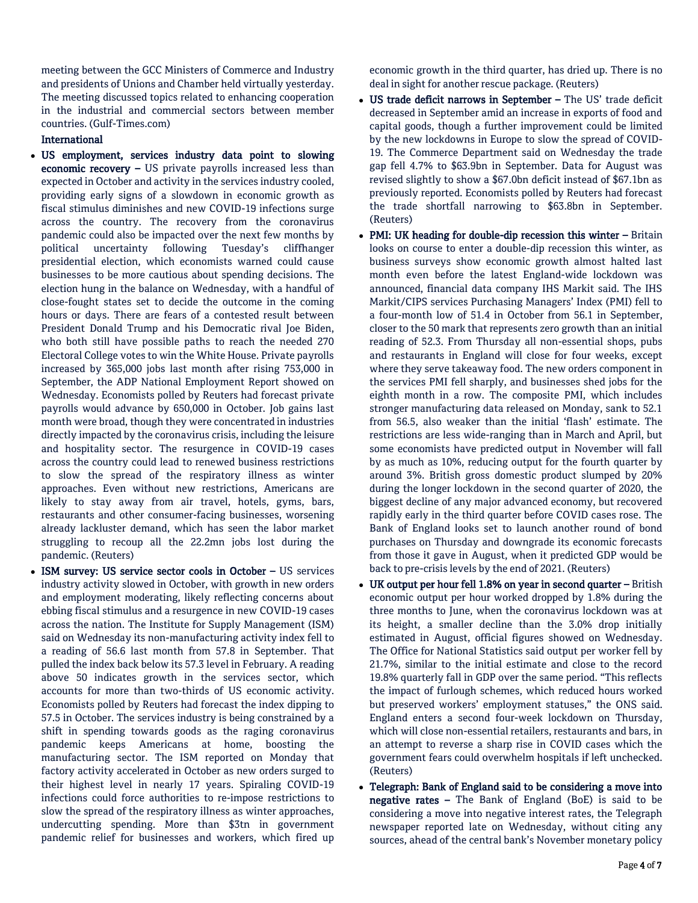meeting between the GCC Ministers of Commerce and Industry and presidents of Unions and Chamber held virtually yesterday. The meeting discussed topics related to enhancing cooperation in the industrial and commercial sectors between member countries. (Gulf-Times.com)

**International**

- **US employment, services industry data point to slowing economic recovery –** US private payrolls increased less than expected in October and activity in the services industry cooled, providing early signs of a slowdown in economic growth as fiscal stimulus diminishes and new COVID-19 infections surge across the country. The recovery from the coronavirus pandemic could also be impacted over the next few months by political uncertainty following Tuesday's cliffhanger presidential election, which economists warned could cause businesses to be more cautious about spending decisions. The election hung in the balance on Wednesday, with a handful of close-fought states set to decide the outcome in the coming hours or days. There are fears of a contested result between President Donald Trump and his Democratic rival Joe Biden, who both still have possible paths to reach the needed 270 Electoral College votes to win the White House. Private payrolls increased by 365,000 jobs last month after rising 753,000 in September, the ADP National Employment Report showed on Wednesday. Economists polled by Reuters had forecast private payrolls would advance by 650,000 in October. Job gains last month were broad, though they were concentrated in industries directly impacted by the coronavirus crisis, including the leisure and hospitality sector. The resurgence in COVID-19 cases across the country could lead to renewed business restrictions to slow the spread of the respiratory illness as winter approaches. Even without new restrictions, Americans are likely to stay away from air travel, hotels, gyms, bars, restaurants and other consumer-facing businesses, worsening already lackluster demand, which has seen the labor market struggling to recoup all the 22.2mn jobs lost during the pandemic. (Reuters)
- **ISM survey: US service sector cools in October –** US services industry activity slowed in October, with growth in new orders and employment moderating, likely reflecting concerns about ebbing fiscal stimulus and a resurgence in new COVID-19 cases across the nation. The Institute for Supply Management (ISM) said on Wednesday its non-manufacturing activity index fell to a reading of 56.6 last month from 57.8 in September. That pulled the index back below its 57.3 level in February. A reading above 50 indicates growth in the services sector, which accounts for more than two-thirds of US economic activity. Economists polled by Reuters had forecast the index dipping to 57.5 in October. The services industry is being constrained by a shift in spending towards goods as the raging coronavirus pandemic keeps Americans at home, boosting the manufacturing sector. The ISM reported on Monday that factory activity accelerated in October as new orders surged to their highest level in nearly 17 years. Spiraling COVID-19 infections could force authorities to re-impose restrictions to slow the spread of the respiratory illness as winter approaches, undercutting spending. More than $3tn in government pandemic relief for businesses and workers, which fired up economic growth in the third quarter, has dried up. There is no deal in sight for another rescue package. (Reuters)
- **US trade deficit narrows in September –** The US' trade deficit decreased in September amid an increase in exports of food and capital goods, though a further improvement could be limited by the new lockdowns in Europe to slow the spread of COVID-19. The Commerce Department said on Wednesday the trade gap fell 4.7% to $63.9bn in September. Data for August was revised slightly to show a $67.0bn deficit instead of $67.1bn as previously reported. Economists polled by Reuters had forecast the trade shortfall narrowing to $63.8bn in September. (Reuters)
- **PMI: UK heading for double-dip recession this winter –** Britain looks on course to enter a double-dip recession this winter, as business surveys show economic growth almost halted last month even before the latest England-wide lockdown was announced, financial data company IHS Markit said. The IHS Markit/CIPS services Purchasing Managers' Index (PMI) fell to a four-month low of 51.4 in October from 56.1 in September, closer to the 50 mark that represents zero growth than an initial reading of 52.3. From Thursday all non-essential shops, pubs and restaurants in England will close for four weeks, except where they serve takeaway food. The new orders component in the services PMI fell sharply, and businesses shed jobs for the eighth month in a row. The composite PMI, which includes stronger manufacturing data released on Monday, sank to 52.1 from 56.5, also weaker than the initial 'flash' estimate. The restrictions are less wide-ranging than in March and April, but some economists have predicted output in November will fall by as much as 10%, reducing output for the fourth quarter by around 3%. British gross domestic product slumped by 20% during the longer lockdown in the second quarter of 2020, the biggest decline of any major advanced economy, but recovered rapidly early in the third quarter before COVID cases rose. The Bank of England looks set to launch another round of bond purchases on Thursday and downgrade its economic forecasts from those it gave in August, when it predicted GDP would be back to pre-crisis levels by the end of 2021. (Reuters)
- **UK output per hour fell 1.8% on year in second quarter –** British economic output per hour worked dropped by 1.8% during the three months to June, when the coronavirus lockdown was at its height, a smaller decline than the 3.0% drop initially estimated in August, official figures showed on Wednesday. The Office for National Statistics said output per worker fell by 21.7%, similar to the initial estimate and close to the record 19.8% quarterly fall in GDP over the same period. "This reflects the impact of furlough schemes, which reduced hours worked but preserved workers' employment statuses," the ONS said. England enters a second four-week lockdown on Thursday, which will close non-essential retailers, restaurants and bars, in an attempt to reverse a sharp rise in COVID cases which the government fears could overwhelm hospitals if left unchecked. (Reuters)
- **Telegraph: Bank of England said to be considering a move into negative rates –** The Bank of England (BoE) is said to be considering a move into negative interest rates, the Telegraph newspaper reported late on Wednesday, without citing any sources, ahead of the central bank's November monetary policy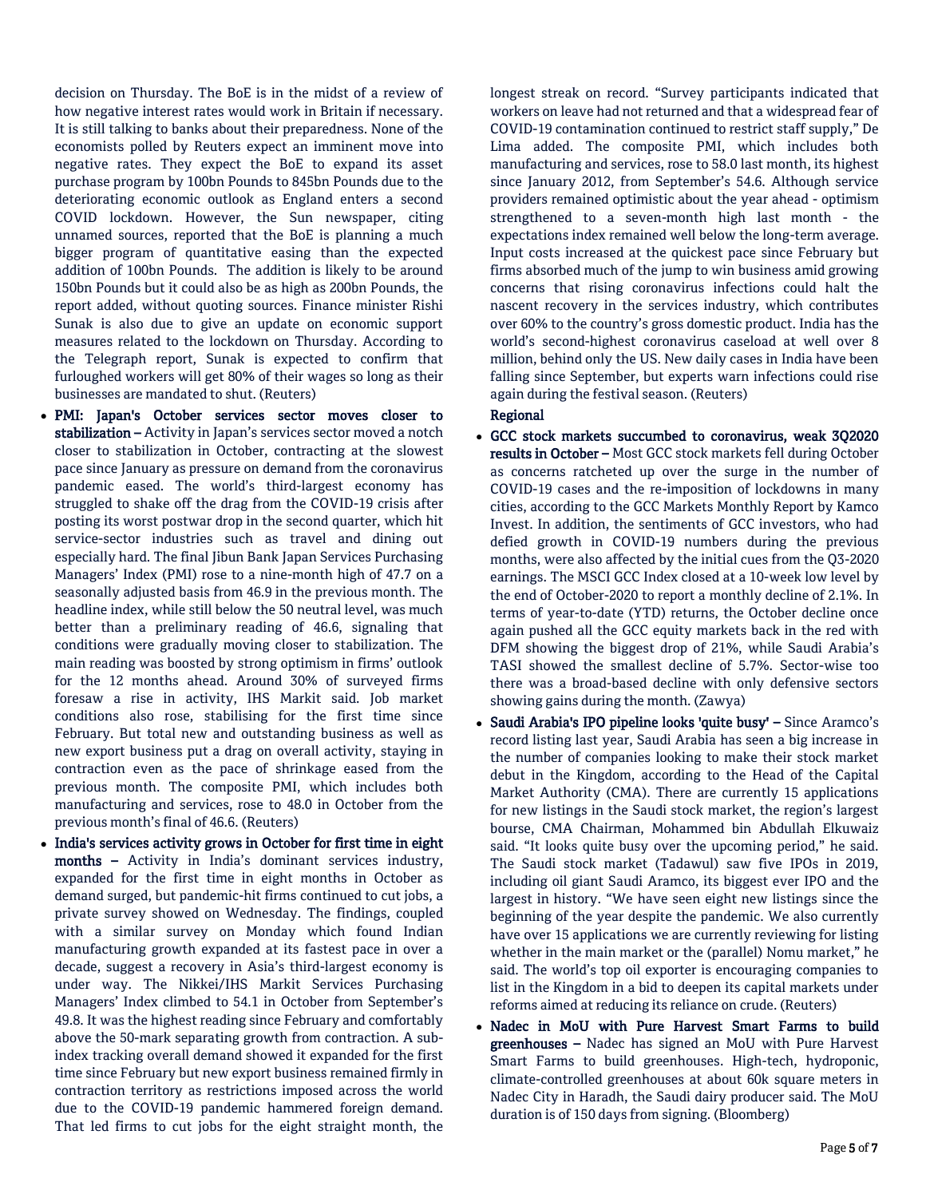decision on Thursday. The BoE is in the midst of a review of how negative interest rates would work in Britain if necessary. It is still talking to banks about their preparedness. None of the economists polled by Reuters expect an imminent move into negative rates. They expect the BoE to expand its asset purchase program by 100bn Pounds to 845bn Pounds due to the deteriorating economic outlook as England enters a second COVID lockdown. However, the Sun newspaper, citing unnamed sources, reported that the BoE is planning a much bigger program of quantitative easing than the expected addition of 100bn Pounds. The addition is likely to be around 150bn Pounds but it could also be as high as 200bn Pounds, the report added, without quoting sources. Finance minister Rishi Sunak is also due to give an update on economic support measures related to the lockdown on Thursday. According to the Telegraph report, Sunak is expected to confirm that furloughed workers will get 80% of their wages so long as their businesses are mandated to shut. (Reuters)

- **PMI: Japan's October services sector moves closer to stabilization –** Activity in Japan's services sector moved a notch closer to stabilization in October, contracting at the slowest pace since January as pressure on demand from the coronavirus pandemic eased. The world's third-largest economy has struggled to shake off the drag from the COVID-19 crisis after posting its worst postwar drop in the second quarter, which hit service-sector industries such as travel and dining out especially hard. The final Jibun Bank Japan Services Purchasing Managers' Index (PMI) rose to a nine-month high of 47.7 on a seasonally adjusted basis from 46.9 in the previous month. The headline index, while still below the 50 neutral level, was much better than a preliminary reading of 46.6, signaling that conditions were gradually moving closer to stabilization. The main reading was boosted by strong optimism in firms' outlook for the 12 months ahead. Around 30% of surveyed firms foresaw a rise in activity, IHS Markit said. Job market conditions also rose, stabilising for the first time since February. But total new and outstanding business as well as new export business put a drag on overall activity, staying in contraction even as the pace of shrinkage eased from the previous month. The composite PMI, which includes both manufacturing and services, rose to 48.0 in October from the previous month's final of 46.6. (Reuters)
- **India's services activity grows in October for first time in eight months –** Activity in India's dominant services industry, expanded for the first time in eight months in October as demand surged, but pandemic-hit firms continued to cut jobs, a private survey showed on Wednesday. The findings, coupled with a similar survey on Monday which found Indian manufacturing growth expanded at its fastest pace in over a decade, suggest a recovery in Asia's third-largest economy is under way. The Nikkei/IHS Markit Services Purchasing Managers' Index climbed to 54.1 in October from September's 49.8. It was the highest reading since February and comfortably above the 50-mark separating growth from contraction. A sub-index tracking overall demand showed it expanded for the first time since February but new export business remained firmly in contraction territory as restrictions imposed across the world due to the COVID-19 pandemic hammered foreign demand. That led firms to cut jobs for the eight straight month, the longest streak on record. "Survey participants indicated that workers on leave had not returned and that a widespread fear of COVID-19 contamination continued to restrict staff supply," De Lima added. The composite PMI, which includes both manufacturing and services, rose to 58.0 last month, its highest since January 2012, from September's 54.6. Although service providers remained optimistic about the year ahead - optimism strengthened to a seven-month high last month - the expectations index remained well below the long-term average. Input costs increased at the quickest pace since February but firms absorbed much of the jump to win business amid growing concerns that rising coronavirus infections could halt the nascent recovery in the services industry, which contributes over 60% to the country's gross domestic product. India has the world's second-highest coronavirus caseload at well over 8 million, behind only the US. New daily cases in India have been falling since September, but experts warn infections could rise again during the festival season. (Reuters)

**Regional**

- **GCC stock markets succumbed to coronavirus, weak 3Q2020 results in October –** Most GCC stock markets fell during October as concerns ratcheted up over the surge in the number of COVID-19 cases and the re-imposition of lockdowns in many cities, according to the GCC Markets Monthly Report by Kamco Invest. In addition, the sentiments of GCC investors, who had defied growth in COVID-19 numbers during the previous months, were also affected by the initial cues from the Q3-2020 earnings. The MSCI GCC Index closed at a 10-week low level by the end of October-2020 to report a monthly decline of 2.1%. In terms of year-to-date (YTD) returns, the October decline once again pushed all the GCC equity markets back in the red with DFM showing the biggest drop of 21%, while Saudi Arabia's TASI showed the smallest decline of 5.7%. Sector-wise too there was a broad-based decline with only defensive sectors showing gains during the month. (Zawya)
- **Saudi Arabia's IPO pipeline looks 'quite busy' –** Since Aramco's record listing last year, Saudi Arabia has seen a big increase in the number of companies looking to make their stock market debut in the Kingdom, according to the Head of the Capital Market Authority (CMA). There are currently 15 applications for new listings in the Saudi stock market, the region's largest bourse, CMA Chairman, Mohammed bin Abdullah Elkuwaiz said. "It looks quite busy over the upcoming period," he said. The Saudi stock market (Tadawul) saw five IPOs in 2019, including oil giant Saudi Aramco, its biggest ever IPO and the largest in history. "We have seen eight new listings since the beginning of the year despite the pandemic. We also currently have over 15 applications we are currently reviewing for listing whether in the main market or the (parallel) Nomu market," he said. The world's top oil exporter is encouraging companies to list in the Kingdom in a bid to deepen its capital markets under reforms aimed at reducing its reliance on crude. (Reuters)
- **Nadec in MoU with Pure Harvest Smart Farms to build greenhouses –** Nadec has signed an MoU with Pure Harvest Smart Farms to build greenhouses. High-tech, hydroponic, climate-controlled greenhouses at about 60k square meters in Nadec City in Haradh, the Saudi dairy producer said. The MoU duration is of 150 days from signing. (Bloomberg)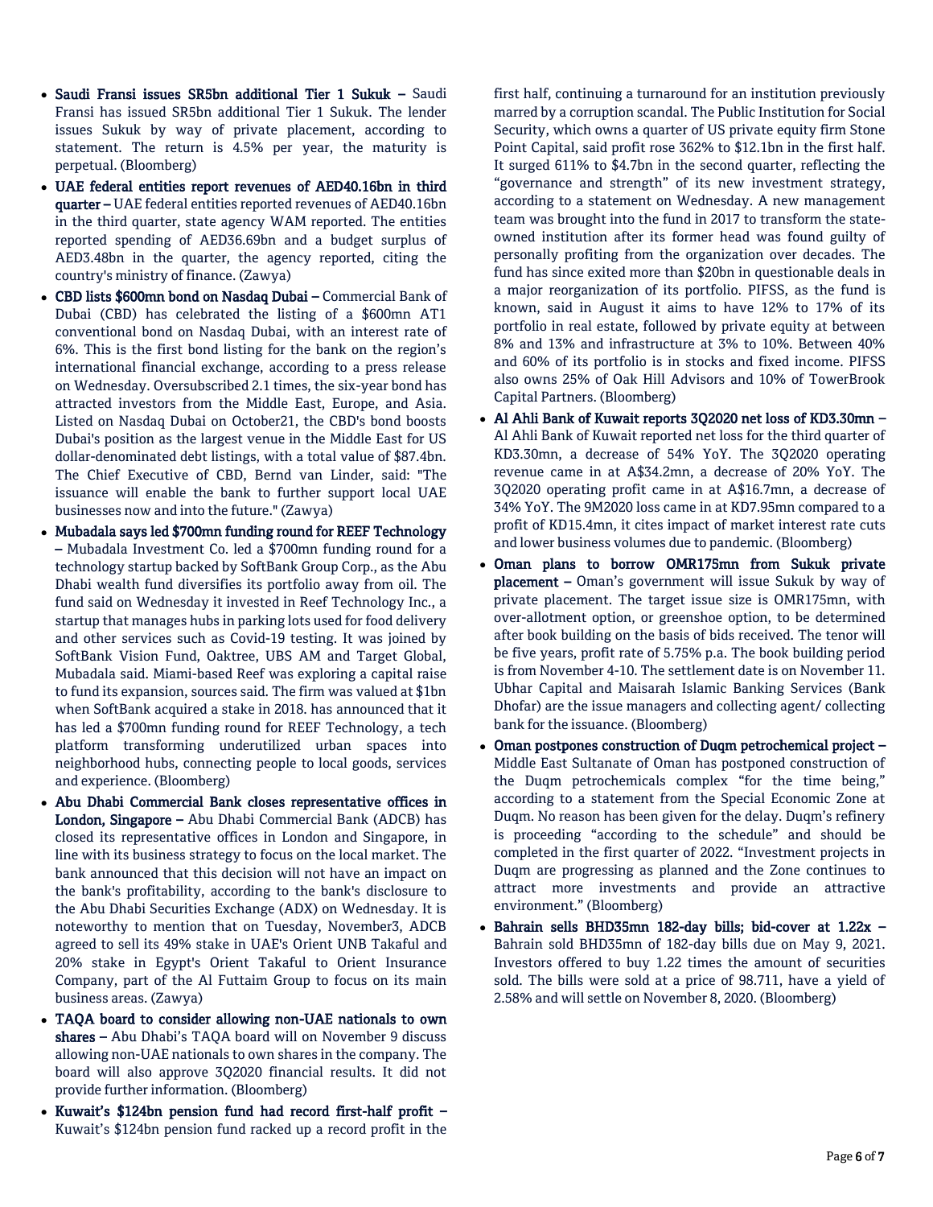- **Saudi Fransi issues SR5bn additional Tier 1 Sukuk –** Saudi Fransi has issued SR5bn additional Tier 1 Sukuk. The lender issues Sukuk by way of private placement, according to statement. The return is 4.5% per year, the maturity is perpetual. (Bloomberg)
- **UAE federal entities report revenues of AED40.16bn in third quarter –** UAE federal entities reported revenues of AED40.16bn in the third quarter, state agency WAM reported. The entities reported spending of AED36.69bn and a budget surplus of AED3.48bn in the quarter, the agency reported, citing the country's ministry of finance. (Zawya)
- **CBD lists $600mn bond on Nasdaq Dubai –** Commercial Bank of Dubai (CBD) has celebrated the listing of a $600mn AT1 conventional bond on Nasdaq Dubai, with an interest rate of 6%. This is the first bond listing for the bank on the region's international financial exchange, according to a press release on Wednesday. Oversubscribed 2.1 times, the six-year bond has attracted investors from the Middle East, Europe, and Asia. Listed on Nasdaq Dubai on October21, the CBD's bond boosts Dubai's position as the largest venue in the Middle East for US dollar-denominated debt listings, with a total value of $87.4bn. The Chief Executive of CBD, Bernd van Linder, said: "The issuance will enable the bank to further support local UAE businesses now and into the future." (Zawya)
- **Mubadala says led $700mn funding round for REEF Technology –** Mubadala Investment Co. led a $700mn funding round for a technology startup backed by SoftBank Group Corp., as the Abu Dhabi wealth fund diversifies its portfolio away from oil. The fund said on Wednesday it invested in Reef Technology Inc., a startup that manages hubs in parking lots used for food delivery and other services such as Covid-19 testing. It was joined by SoftBank Vision Fund, Oaktree, UBS AM and Target Global, Mubadala said. Miami-based Reef was exploring a capital raise to fund its expansion, sources said. The firm was valued at $1bn when SoftBank acquired a stake in 2018. has announced that it has led a $700mn funding round for REEF Technology, a tech platform transforming underutilized urban spaces into neighborhood hubs, connecting people to local goods, services and experience. (Bloomberg)
- **Abu Dhabi Commercial Bank closes representative offices in London, Singapore –** Abu Dhabi Commercial Bank (ADCB) has closed its representative offices in London and Singapore, in line with its business strategy to focus on the local market. The bank announced that this decision will not have an impact on the bank's profitability, according to the bank's disclosure to the Abu Dhabi Securities Exchange (ADX) on Wednesday. It is noteworthy to mention that on Tuesday, November3, ADCB agreed to sell its 49% stake in UAE's Orient UNB Takaful and 20% stake in Egypt's Orient Takaful to Orient Insurance Company, part of the Al Futtaim Group to focus on its main business areas. (Zawya)
- **TAQA board to consider allowing non-UAE nationals to own shares –** Abu Dhabi's TAQA board will on November 9 discuss allowing non-UAE nationals to own shares in the company. The board will also approve 3Q2020 financial results. It did not provide further information. (Bloomberg)
- **Kuwait's $124bn pension fund had record first-half profit –** Kuwait's $124bn pension fund racked up a record profit in the first half, continuing a turnaround for an institution previously marred by a corruption scandal. The Public Institution for Social Security, which owns a quarter of US private equity firm Stone Point Capital, said profit rose 362% to $12.1bn in the first half. It surged 611% to $4.7bn in the second quarter, reflecting the "governance and strength" of its new investment strategy, according to a statement on Wednesday. A new management team was brought into the fund in 2017 to transform the state-owned institution after its former head was found guilty of personally profiting from the organization over decades. The fund has since exited more than $20bn in questionable deals in a major reorganization of its portfolio. PIFSS, as the fund is known, said in August it aims to have 12% to 17% of its portfolio in real estate, followed by private equity at between 8% and 13% and infrastructure at 3% to 10%. Between 40% and 60% of its portfolio is in stocks and fixed income. PIFSS also owns 25% of Oak Hill Advisors and 10% of TowerBrook Capital Partners. (Bloomberg)
- **Al Ahli Bank of Kuwait reports 3Q2020 net loss of KD3.30mn –** Al Ahli Bank of Kuwait reported net loss for the third quarter of KD3.30mn, a decrease of 54% YoY. The 3Q2020 operating revenue came in at A$34.2mn, a decrease of 20% YoY. The 3Q2020 operating profit came in at A$16.7mn, a decrease of 34% YoY. The 9M2020 loss came in at KD7.95mn compared to a profit of KD15.4mn, it cites impact of market interest rate cuts and lower business volumes due to pandemic. (Bloomberg)
- **Oman plans to borrow OMR175mn from Sukuk private placement –** Oman's government will issue Sukuk by way of private placement. The target issue size is OMR175mn, with over-allotment option, or greenshoe option, to be determined after book building on the basis of bids received. The tenor will be five years, profit rate of 5.75% p.a. The book building period is from November 4-10. The settlement date is on November 11. Ubhar Capital and Maisarah Islamic Banking Services (Bank Dhofar) are the issue managers and collecting agent/ collecting bank for the issuance. (Bloomberg)
- **Oman postpones construction of Duqm petrochemical project –** Middle East Sultanate of Oman has postponed construction of the Duqm petrochemicals complex "for the time being," according to a statement from the Special Economic Zone at Duqm. No reason has been given for the delay. Duqm's refinery is proceeding "according to the schedule" and should be completed in the first quarter of 2022. "Investment projects in Duqm are progressing as planned and the Zone continues to attract more investments and provide an attractive environment." (Bloomberg)
- **Bahrain sells BHD35mn 182-day bills; bid-cover at 1.22x –** Bahrain sold BHD35mn of 182-day bills due on May 9, 2021. Investors offered to buy 1.22 times the amount of securities sold. The bills were sold at a price of 98.711, have a yield of 2.58% and will settle on November 8, 2020. (Bloomberg)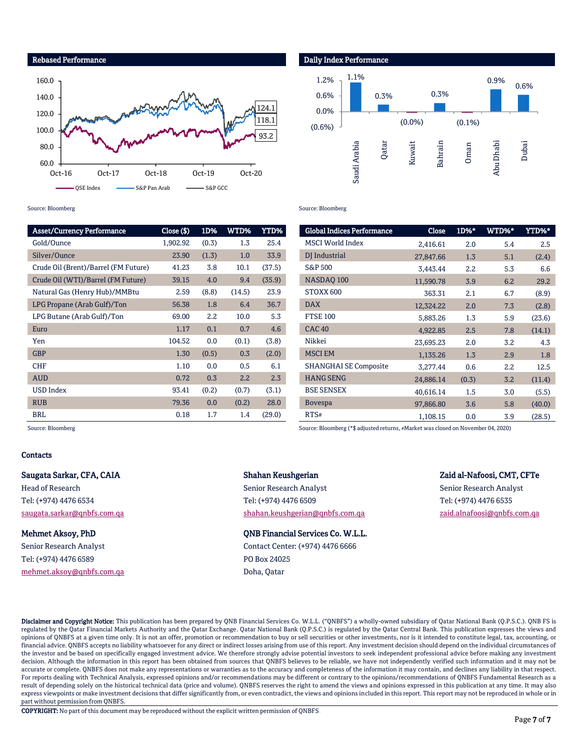## Rebased Performance

160.0
140.0
120.0
100.0
80.0
60.0

Oct-16 Oct-17 Oct-18 Oct-19 Oct-20

124.1
118.1
93.2

QSE Index S&P Pan Arab S&P GCC

Source: Bloomberg

## Daily Index Performance

1.2%
0.6%
0.0%
(0.6%)

1.1% 0.3% (0.0%) 0.3% (0.1%) 0.9% 0.6%

Saudi Arabia Qatar Kuwait Bahrain Oman Abu Dhabi Dubai

Source: Bloomberg

| Asset/Currency Performance | Close ($) | 1D% | WTD% | YTD% |
|---|---|---|---|---|
| Gold/Ounce | 1,902.92 | (0.3) | 1.3 | 25.4 |
| Silver/Ounce | 23.90 | (1.3) | 1.0 | 33.9 |
| Crude Oil (Brent)/Barrel (FM Future) | 41.23 | 3.8 | 10.1 | (37.5) |
| Crude Oil (WTI)/Barrel (FM Future) | 39.15 | 4.0 | 9.4 | (35.9) |
| Natural Gas (Henry Hub)/MMBtu | 2.59 | (8.8) | (14.5) | 23.9 |
| LPG Propane (Arab Gulf)/Ton | 56.38 | 1.8 | 6.4 | 36.7 |
| LPG Butane (Arab Gulf)/Ton | 69.00 | 2.2 | 10.0 | 5.3 |
| Euro | 1.17 | 0.1 | 0.7 | 4.6 |
| Yen | 104.52 | 0.0 | (0.1) | (3.8) |
| GBP | 1.30 | (0.5) | 0.3 | (2.0) |
| CHF | 1.10 | 0.0 | 0.5 | 6.1 |
| AUD | 0.72 | 0.3 | 2.2 | 2.3 |
| USD Index | 93.41 | (0.2) | (0.7) | (3.1) |
| RUB | 79.36 | 0.0 | (0.2) | 28.0 |
| BRL | 0.18 | 1.7 | 1.4 | (29.0) |

Source: Bloomberg

| Global Indices Performance | Close | 1D%* | WTD%* | YTD%* |
|---|---|---|---|---|
| MSCI World Index | 2,416.61 | 2.0 | 5.4 | 2.5 |
| DJ Industrial | 27,847.66 | 1.3 | 5.1 | (2.4) |
| S&P 500 | 3,443.44 | 2.2 | 5.3 | 6.6 |
| NASDAQ 100 | 11,590.78 | 3.9 | 6.2 | 29.2 |
| STOXX 600 | 363.31 | 2.1 | 6.7 | (8.9) |
| DAX | 12,324.22 | 2.0 | 7.3 | (2.8) |
| FTSE 100 | 5,883.26 | 1.3 | 5.9 | (23.6) |
| CAC 40 | 4,922.85 | 2.5 | 7.8 | (14.1) |
| Nikkei | 23,695.23 | 2.0 | 3.2 | 4.3 |
| MSCI EM | 1,135.26 | 1.3 | 2.9 | 1.8 |
| SHANGHAI SE Composite | 3,277.44 | 0.6 | 2.2 | 12.5 |
| HANG SENG | 24,886.14 | (0.3) | 3.2 | (11.4) |
| BSE SENSEX | 40,616.14 | 1.5 | 3.0 | (5.5) |
| Bovespa | 97,866.80 | 3.6 | 5.8 | (40.0) |
| RTS# | 1,108.15 | 0.0 | 3.9 | (28.5) |

Source: Bloomberg (*$ adjusted returns, #Market was closed on November 04, 2020)

### Contacts

**Saugata Sarkar, CFA, CAIA**
Head of Research
Tel: (+974) 4476 6534
saugata.sarkar@qnbfs.com.qa

**Shahan Keushgerian**
Senior Research Analyst
Tel: (+974) 4476 6509
shahan.keushgerian@qnbfs.com.qa

**Zaid al-Nafoosi, CMT, CFTe**
Senior Research Analyst
Tel: (+974) 4476 6535
zaid.alnafoosi@qnbfs.com.qa

**Mehmet Aksoy, PhD**
Senior Research Analyst
Tel: (+974) 4476 6589
mehmet.aksoy@qnbfs.com.qa

**QNB Financial Services Co. W.L.L.**
Contact Center: (+974) 4476 6666
PO Box 24025
Doha, Qatar

**Disclaimer and Copyright Notice:** This publication has been prepared by QNB Financial Services Co. W.L.L. ("QNBFS") a wholly-owned subsidiary of Qatar National Bank (Q.P.S.C.). QNB FS is regulated by the Qatar Financial Markets Authority and the Qatar Exchange. Qatar National Bank (Q.P.S.C.) is regulated by the Qatar Central Bank. This publication expresses the views and opinions of QNBFS at a given time only. It is not an offer, promotion or recommendation to buy or sell securities or other investments, nor is it intended to constitute legal, tax, accounting, or financial advice. QNBFS accepts no liability whatsoever for any direct or indirect losses arising from use of this report. Any investment decision should depend on the individual circumstances of the investor and be based on specifically engaged investment advice. We therefore strongly advise potential investors to seek independent professional advice before making any investment decision. Although the information in this report has been obtained from sources that QNBFS believes to be reliable, we have not independently verified such information and it may not be accurate or complete. QNBFS does not make any representations or warranties as to the accuracy and completeness of the information it may contain, and declines any liability in that respect. For reports dealing with Technical Analysis, expressed opinions and/or recommendations may be different or contrary to the opinions/recommendations of QNBFS Fundamental Research as a result of depending solely on the historical technical data (price and volume). QNBFS reserves the right to amend the views and opinions expressed in this publication at any time. It may also express viewpoints or make investment decisions that differ significantly from, or even contradict, the views and opinions included in this report. This report may not be reproduced in whole or in part without permission from QNBFS.

**COPYRIGHT:** No part of this document may be reproduced without the explicit written permission of QNBFS